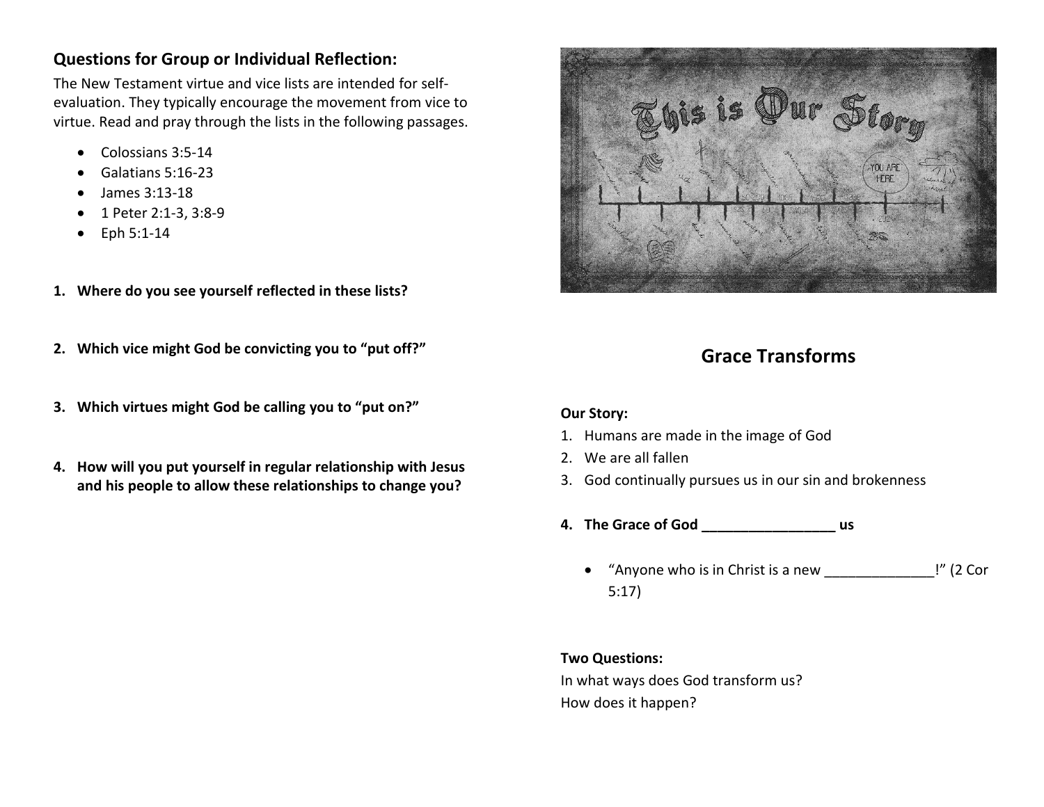## Questions for Group or Individual Reflection:

The New Testament virtue and vice lists are intended for self-evaluation. They typically encourage the movement from vice to virtue. Read and pray through the lists in the following passages.

- Colossians 3:5-14
- Galatians 5:16-23
- James 3:13-18
- 1 Peter 2:1-3, 3:8-9
- Eph 5:1-14

1. **Where do you see yourself reflected in these lists?**

2. **Which vice might God be convicting you to "put off?"**

3. **Which virtues might God be calling you to "put on?"**

4. **How will you put yourself in regular relationship with Jesus and his people to allow these relationships to change you?**

## Grace Transforms

**Our Story:**

1. Humans are made in the image of God
2. We are all fallen
3. God continually pursues us in our sin and brokenness
4. **The Grace of God _________________ us**

   - "Anyone who is in Christ is a new ______________!" (2 Cor 5:17)

**Two Questions:**

In what ways does God transform us?

How does it happen?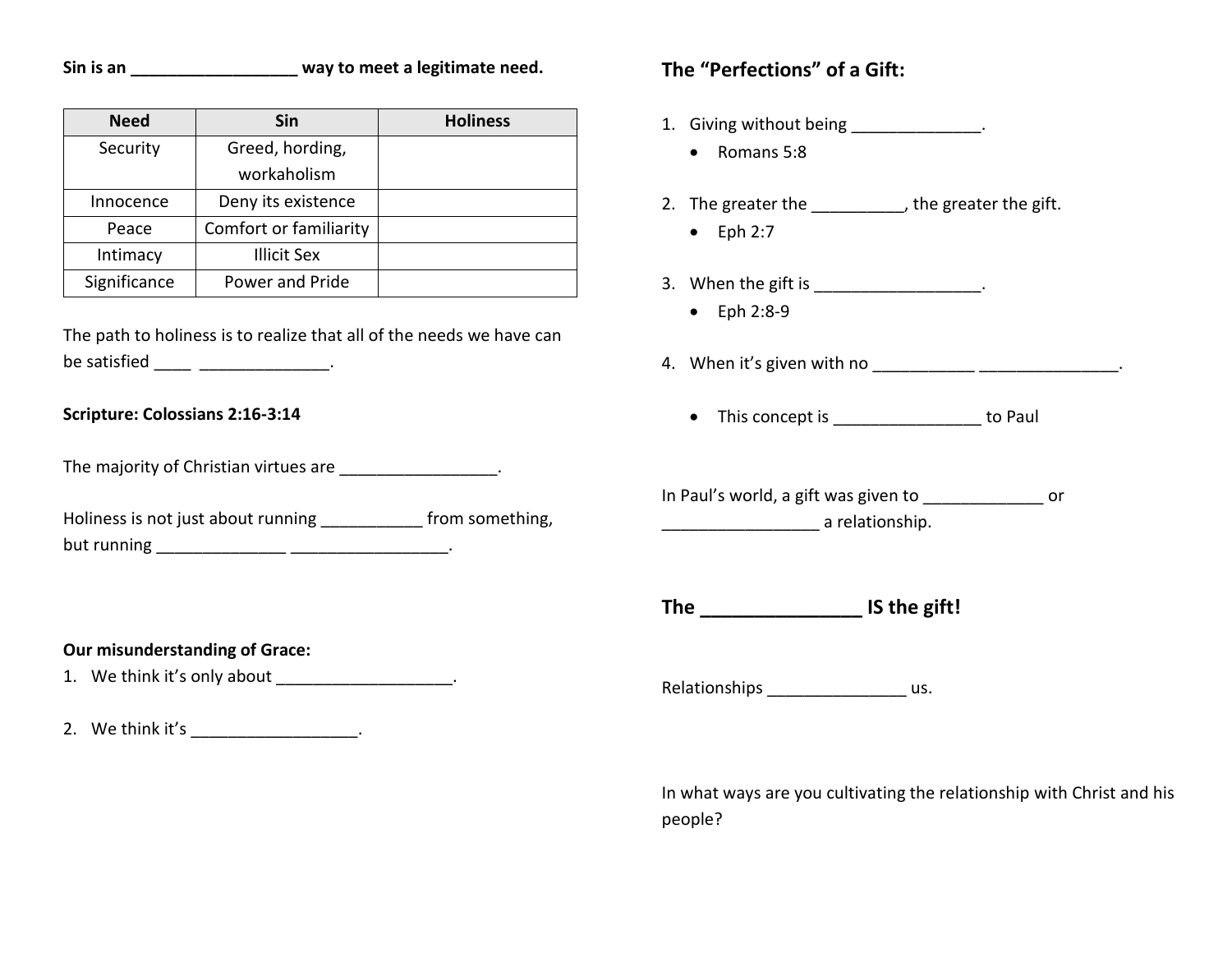**Sin is an __________________ way to meet a legitimate need.**

| Need | Sin | Holiness |
|---|---|---|
| Security | Greed, hording, workaholism | |
| Innocence | Deny its existence | |
| Peace | Comfort or familiarity | |
| Intimacy | Illicit Sex | |
| Significance | Power and Pride | |

The path to holiness is to realize that all of the needs we have can be satisfied ____ ______________.

**Scripture: Colossians 2:16-3:14**

The majority of Christian virtues are _________________.

Holiness is not just about running ___________ from something, but running ______________ _________________.

**Our misunderstanding of Grace:**

1. We think it's only about ___________________.
2. We think it's __________________.

## The "Perfections" of a Gift:

1. Giving without being ______________.
   - Romans 5:8
2. The greater the __________, the greater the gift.
   - Eph 2:7
3. When the gift is __________________.
   - Eph 2:8-9
4. When it's given with no ___________ _______________.
   - This concept is ________________ to Paul

In Paul's world, a gift was given to _____________ or _________________ a relationship.

## The _______________ IS the gift!

Relationships _______________ us.

In what ways are you cultivating the relationship with Christ and his people?